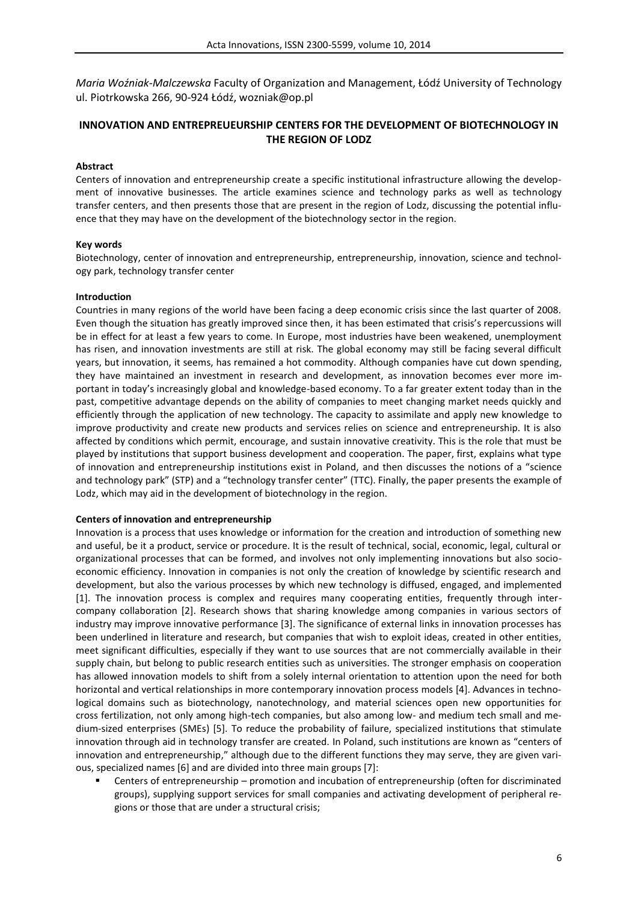*Maria Woźniak-Malczewska* Faculty of Organization and Management, Łódź University of Technology ul. Piotrkowska 266, 90-924 Łódź, wozniak@op.pl

# INNOVATION AND ENTREPREUEURSHIP CENTERS FOR THE DEVELOPMENT OF BIOTECHNOLOGY IN THE REGION OF LODZ

**Abstract**

Centers of innovation and entrepreneurship create a specific institutional infrastructure allowing the development of innovative businesses. The article examines science and technology parks as well as technology transfer centers, and then presents those that are present in the region of Lodz, discussing the potential influence that they may have on the development of the biotechnology sector in the region.

**Key words**

Biotechnology, center of innovation and entrepreneurship, entrepreneurship, innovation, science and technology park, technology transfer center

**Introduction**

Countries in many regions of the world have been facing a deep economic crisis since the last quarter of 2008. Even though the situation has greatly improved since then, it has been estimated that crisis's repercussions will be in effect for at least a few years to come. In Europe, most industries have been weakened, unemployment has risen, and innovation investments are still at risk. The global economy may still be facing several difficult years, but innovation, it seems, has remained a hot commodity. Although companies have cut down spending, they have maintained an investment in research and development, as innovation becomes ever more important in today's increasingly global and knowledge-based economy. To a far greater extent today than in the past, competitive advantage depends on the ability of companies to meet changing market needs quickly and efficiently through the application of new technology. The capacity to assimilate and apply new knowledge to improve productivity and create new products and services relies on science and entrepreneurship. It is also affected by conditions which permit, encourage, and sustain innovative creativity. This is the role that must be played by institutions that support business development and cooperation. The paper, first, explains what type of innovation and entrepreneurship institutions exist in Poland, and then discusses the notions of a "science and technology park" (STP) and a "technology transfer center" (TTC). Finally, the paper presents the example of Lodz, which may aid in the development of biotechnology in the region.

**Centers of innovation and entrepreneurship**

Innovation is a process that uses knowledge or information for the creation and introduction of something new and useful, be it a product, service or procedure. It is the result of technical, social, economic, legal, cultural or organizational processes that can be formed, and involves not only implementing innovations but also socio-economic efficiency. Innovation in companies is not only the creation of knowledge by scientific research and development, but also the various processes by which new technology is diffused, engaged, and implemented [1]. The innovation process is complex and requires many cooperating entities, frequently through inter-company collaboration [2]. Research shows that sharing knowledge among companies in various sectors of industry may improve innovative performance [3]. The significance of external links in innovation processes has been underlined in literature and research, but companies that wish to exploit ideas, created in other entities, meet significant difficulties, especially if they want to use sources that are not commercially available in their supply chain, but belong to public research entities such as universities. The stronger emphasis on cooperation has allowed innovation models to shift from a solely internal orientation to attention upon the need for both horizontal and vertical relationships in more contemporary innovation process models [4]. Advances in technological domains such as biotechnology, nanotechnology, and material sciences open new opportunities for cross fertilization, not only among high-tech companies, but also among low- and medium tech small and medium-sized enterprises (SMEs) [5]. To reduce the probability of failure, specialized institutions that stimulate innovation through aid in technology transfer are created. In Poland, such institutions are known as "centers of innovation and entrepreneurship," although due to the different functions they may serve, they are given various, specialized names [6] and are divided into three main groups [7]:

- Centers of entrepreneurship – promotion and incubation of entrepreneurship (often for discriminated groups), supplying support services for small companies and activating development of peripheral regions or those that are under a structural crisis;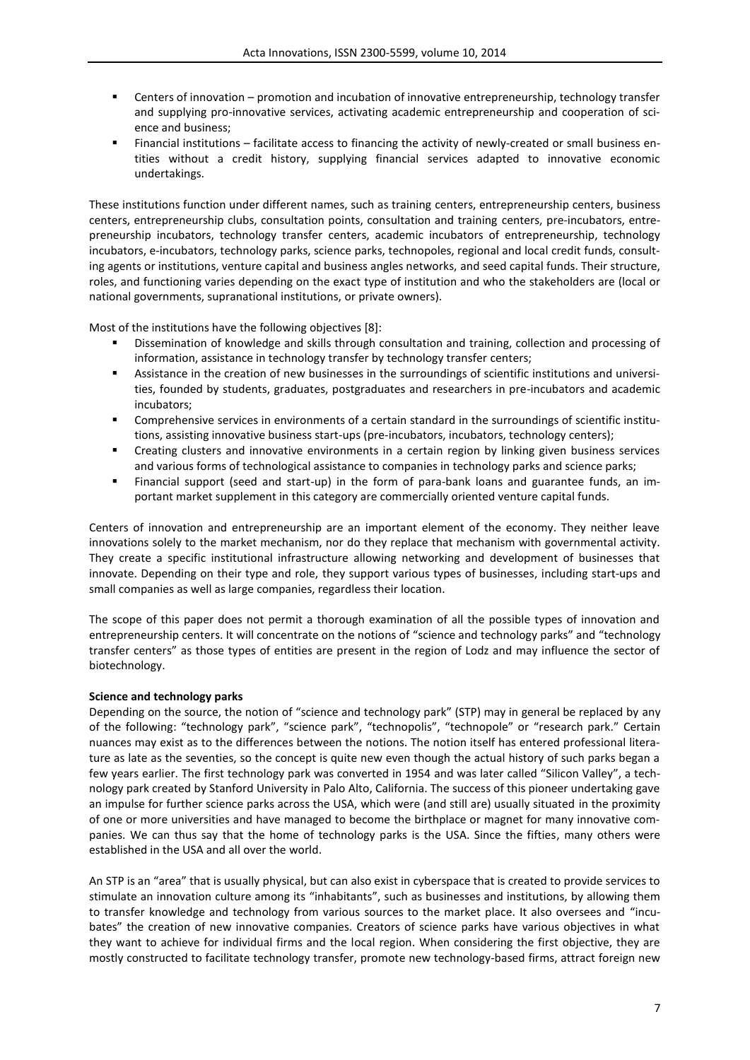- Centers of innovation – promotion and incubation of innovative entrepreneurship, technology transfer and supplying pro-innovative services, activating academic entrepreneurship and cooperation of science and business;
- Financial institutions – facilitate access to financing the activity of newly-created or small business entities without a credit history, supplying financial services adapted to innovative economic undertakings.

These institutions function under different names, such as training centers, entrepreneurship centers, business centers, entrepreneurship clubs, consultation points, consultation and training centers, pre-incubators, entrepreneurship incubators, technology transfer centers, academic incubators of entrepreneurship, technology incubators, e-incubators, technology parks, science parks, technopoles, regional and local credit funds, consulting agents or institutions, venture capital and business angles networks, and seed capital funds. Their structure, roles, and functioning varies depending on the exact type of institution and who the stakeholders are (local or national governments, supranational institutions, or private owners).

Most of the institutions have the following objectives [8]:

- Dissemination of knowledge and skills through consultation and training, collection and processing of information, assistance in technology transfer by technology transfer centers;
- Assistance in the creation of new businesses in the surroundings of scientific institutions and universities, founded by students, graduates, postgraduates and researchers in pre-incubators and academic incubators;
- Comprehensive services in environments of a certain standard in the surroundings of scientific institutions, assisting innovative business start-ups (pre-incubators, incubators, technology centers);
- Creating clusters and innovative environments in a certain region by linking given business services and various forms of technological assistance to companies in technology parks and science parks;
- Financial support (seed and start-up) in the form of para-bank loans and guarantee funds, an important market supplement in this category are commercially oriented venture capital funds.

Centers of innovation and entrepreneurship are an important element of the economy. They neither leave innovations solely to the market mechanism, nor do they replace that mechanism with governmental activity. They create a specific institutional infrastructure allowing networking and development of businesses that innovate. Depending on their type and role, they support various types of businesses, including start-ups and small companies as well as large companies, regardless their location.

The scope of this paper does not permit a thorough examination of all the possible types of innovation and entrepreneurship centers. It will concentrate on the notions of "science and technology parks" and "technology transfer centers" as those types of entities are present in the region of Lodz and may influence the sector of biotechnology.

**Science and technology parks**

Depending on the source, the notion of "science and technology park" (STP) may in general be replaced by any of the following: "technology park", "science park", "technopolis", "technopole" or "research park." Certain nuances may exist as to the differences between the notions. The notion itself has entered professional literature as late as the seventies, so the concept is quite new even though the actual history of such parks began a few years earlier. The first technology park was converted in 1954 and was later called "Silicon Valley", a technology park created by Stanford University in Palo Alto, California. The success of this pioneer undertaking gave an impulse for further science parks across the USA, which were (and still are) usually situated in the proximity of one or more universities and have managed to become the birthplace or magnet for many innovative companies. We can thus say that the home of technology parks is the USA. Since the fifties, many others were established in the USA and all over the world.

An STP is an "area" that is usually physical, but can also exist in cyberspace that is created to provide services to stimulate an innovation culture among its "inhabitants", such as businesses and institutions, by allowing them to transfer knowledge and technology from various sources to the market place. It also oversees and "incubates" the creation of new innovative companies. Creators of science parks have various objectives in what they want to achieve for individual firms and the local region. When considering the first objective, they are mostly constructed to facilitate technology transfer, promote new technology-based firms, attract foreign new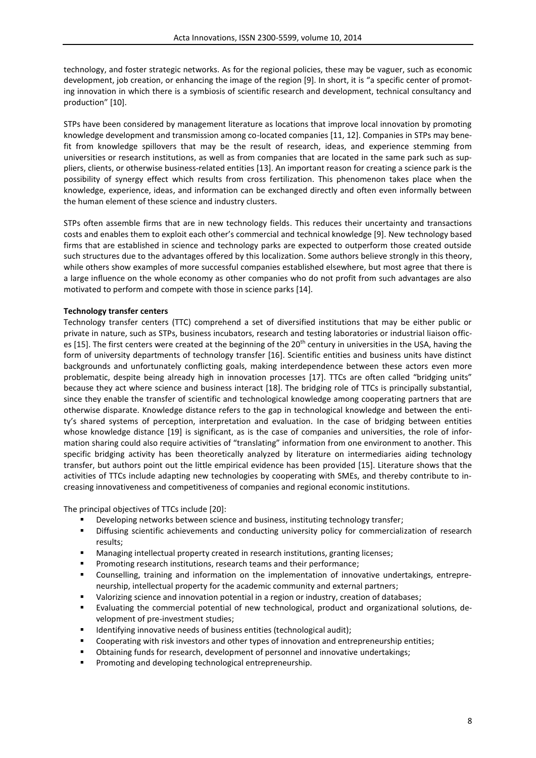technology, and foster strategic networks. As for the regional policies, these may be vaguer, such as economic development, job creation, or enhancing the image of the region [9]. In short, it is "a specific center of promoting innovation in which there is a symbiosis of scientific research and development, technical consultancy and production" [10].

STPs have been considered by management literature as locations that improve local innovation by promoting knowledge development and transmission among co-located companies [11, 12]. Companies in STPs may benefit from knowledge spillovers that may be the result of research, ideas, and experience stemming from universities or research institutions, as well as from companies that are located in the same park such as suppliers, clients, or otherwise business-related entities [13]. An important reason for creating a science park is the possibility of synergy effect which results from cross fertilization. This phenomenon takes place when the knowledge, experience, ideas, and information can be exchanged directly and often even informally between the human element of these science and industry clusters.

STPs often assemble firms that are in new technology fields. This reduces their uncertainty and transactions costs and enables them to exploit each other's commercial and technical knowledge [9]. New technology based firms that are established in science and technology parks are expected to outperform those created outside such structures due to the advantages offered by this localization. Some authors believe strongly in this theory, while others show examples of more successful companies established elsewhere, but most agree that there is a large influence on the whole economy as other companies who do not profit from such advantages are also motivated to perform and compete with those in science parks [14].

**Technology transfer centers**

Technology transfer centers (TTC) comprehend a set of diversified institutions that may be either public or private in nature, such as STPs, business incubators, research and testing laboratories or industrial liaison offices [15]. The first centers were created at the beginning of the 20th century in universities in the USA, having the form of university departments of technology transfer [16]. Scientific entities and business units have distinct backgrounds and unfortunately conflicting goals, making interdependence between these actors even more problematic, despite being already high in innovation processes [17]. TTCs are often called "bridging units" because they act where science and business interact [18]. The bridging role of TTCs is principally substantial, since they enable the transfer of scientific and technological knowledge among cooperating partners that are otherwise disparate. Knowledge distance refers to the gap in technological knowledge and between the entity's shared systems of perception, interpretation and evaluation. In the case of bridging between entities whose knowledge distance [19] is significant, as is the case of companies and universities, the role of information sharing could also require activities of "translating" information from one environment to another. This specific bridging activity has been theoretically analyzed by literature on intermediaries aiding technology transfer, but authors point out the little empirical evidence has been provided [15]. Literature shows that the activities of TTCs include adapting new technologies by cooperating with SMEs, and thereby contribute to increasing innovativeness and competitiveness of companies and regional economic institutions.

The principal objectives of TTCs include [20]:

- Developing networks between science and business, instituting technology transfer;
- Diffusing scientific achievements and conducting university policy for commercialization of research results;
- Managing intellectual property created in research institutions, granting licenses;
- Promoting research institutions, research teams and their performance;
- Counselling, training and information on the implementation of innovative undertakings, entrepreneurship, intellectual property for the academic community and external partners;
- Valorizing science and innovation potential in a region or industry, creation of databases;
- Evaluating the commercial potential of new technological, product and organizational solutions, development of pre-investment studies;
- Identifying innovative needs of business entities (technological audit);
- Cooperating with risk investors and other types of innovation and entrepreneurship entities;
- Obtaining funds for research, development of personnel and innovative undertakings;
- Promoting and developing technological entrepreneurship.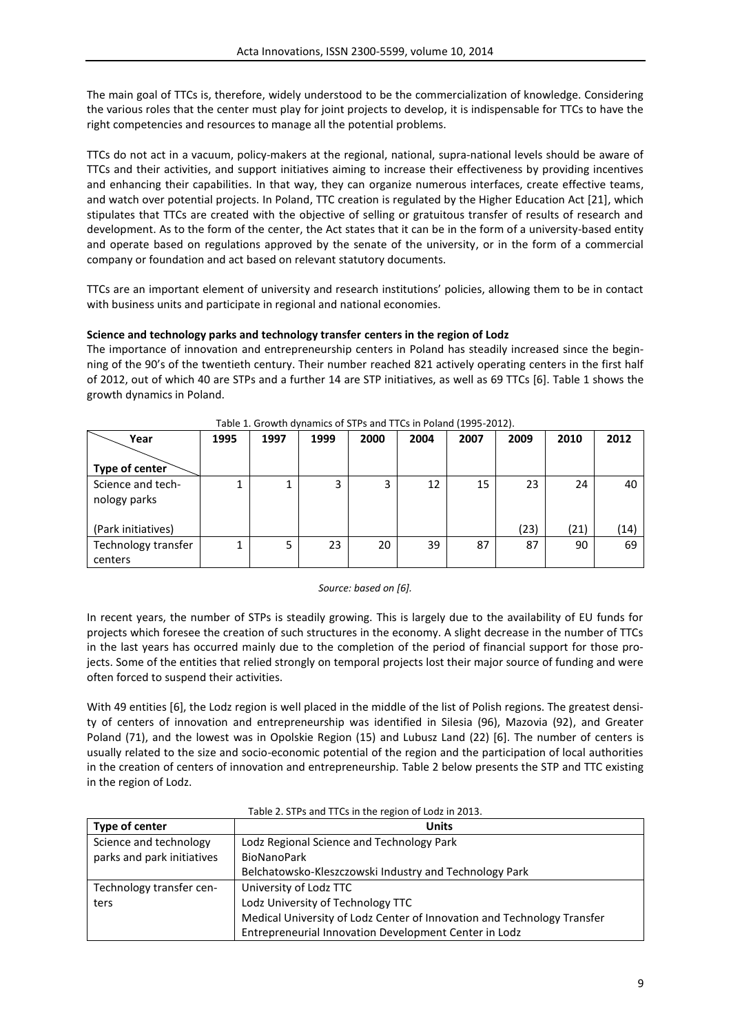The main goal of TTCs is, therefore, widely understood to be the commercialization of knowledge. Considering the various roles that the center must play for joint projects to develop, it is indispensable for TTCs to have the right competencies and resources to manage all the potential problems.

TTCs do not act in a vacuum, policy-makers at the regional, national, supra-national levels should be aware of TTCs and their activities, and support initiatives aiming to increase their effectiveness by providing incentives and enhancing their capabilities. In that way, they can organize numerous interfaces, create effective teams, and watch over potential projects. In Poland, TTC creation is regulated by the Higher Education Act [21], which stipulates that TTCs are created with the objective of selling or gratuitous transfer of results of research and development. As to the form of the center, the Act states that it can be in the form of a university-based entity and operate based on regulations approved by the senate of the university, or in the form of a commercial company or foundation and act based on relevant statutory documents.

TTCs are an important element of university and research institutions' policies, allowing them to be in contact with business units and participate in regional and national economies.

**Science and technology parks and technology transfer centers in the region of Lodz**

The importance of innovation and entrepreneurship centers in Poland has steadily increased since the beginning of the 90's of the twentieth century. Their number reached 821 actively operating centers in the first half of 2012, out of which 40 are STPs and a further 14 are STP initiatives, as well as 69 TTCs [6]. Table 1 shows the growth dynamics in Poland.

Table 1. Growth dynamics of STPs and TTCs in Poland (1995-2012).

| Year / Type of center | 1995 | 1997 | 1999 | 2000 | 2004 | 2007 | 2009 | 2010 | 2012 |
|---|---|---|---|---|---|---|---|---|---|
| Science and technology parks | 1 | 1 | 3 | 3 | 12 | 15 | 23 | 24 | 40 |
| (Park initiatives) | | | | | | | (23) | (21) | (14) |
| Technology transfer centers | 1 | 5 | 23 | 20 | 39 | 87 | 87 | 90 | 69 |

*Source: based on [6].*

In recent years, the number of STPs is steadily growing. This is largely due to the availability of EU funds for projects which foresee the creation of such structures in the economy. A slight decrease in the number of TTCs in the last years has occurred mainly due to the completion of the period of financial support for those projects. Some of the entities that relied strongly on temporal projects lost their major source of funding and were often forced to suspend their activities.

With 49 entities [6], the Lodz region is well placed in the middle of the list of Polish regions. The greatest density of centers of innovation and entrepreneurship was identified in Silesia (96), Mazovia (92), and Greater Poland (71), and the lowest was in Opolskie Region (15) and Lubusz Land (22) [6]. The number of centers is usually related to the size and socio-economic potential of the region and the participation of local authorities in the creation of centers of innovation and entrepreneurship. Table 2 below presents the STP and TTC existing in the region of Lodz.

Table 2. STPs and TTCs in the region of Lodz in 2013.

| Type of center | Units |
|---|---|
| Science and technology parks and park initiatives | Lodz Regional Science and Technology Park |
| | BioNanoPark |
| | Belchatowsko-Kleszczowski Industry and Technology Park |
| Technology transfer centers | University of Lodz TTC |
| | Lodz University of Technology TTC |
| | Medical University of Lodz Center of Innovation and Technology Transfer |
| | Entrepreneurial Innovation Development Center in Lodz |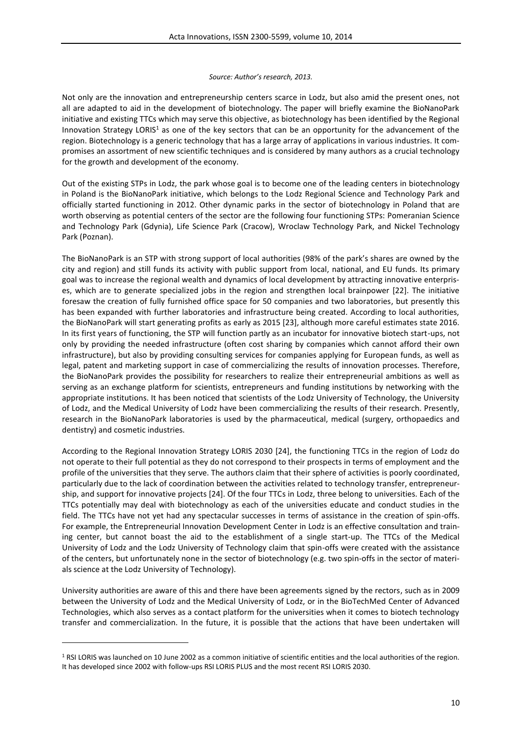*Source: Author's research, 2013.*

Not only are the innovation and entrepreneurship centers scarce in Lodz, but also amid the present ones, not all are adapted to aid in the development of biotechnology. The paper will briefly examine the BioNanoPark initiative and existing TTCs which may serve this objective, as biotechnology has been identified by the Regional Innovation Strategy LORIS[1] as one of the key sectors that can be an opportunity for the advancement of the region. Biotechnology is a generic technology that has a large array of applications in various industries. It compromises an assortment of new scientific techniques and is considered by many authors as a crucial technology for the growth and development of the economy.

Out of the existing STPs in Lodz, the park whose goal is to become one of the leading centers in biotechnology in Poland is the BioNanoPark initiative, which belongs to the Lodz Regional Science and Technology Park and officially started functioning in 2012. Other dynamic parks in the sector of biotechnology in Poland that are worth observing as potential centers of the sector are the following four functioning STPs: Pomeranian Science and Technology Park (Gdynia), Life Science Park (Cracow), Wroclaw Technology Park, and Nickel Technology Park (Poznan).

The BioNanoPark is an STP with strong support of local authorities (98% of the park's shares are owned by the city and region) and still funds its activity with public support from local, national, and EU funds. Its primary goal was to increase the regional wealth and dynamics of local development by attracting innovative enterprises, which are to generate specialized jobs in the region and strengthen local brainpower [22]. The initiative foresaw the creation of fully furnished office space for 50 companies and two laboratories, but presently this has been expanded with further laboratories and infrastructure being created. According to local authorities, the BioNanoPark will start generating profits as early as 2015 [23], although more careful estimates state 2016. In its first years of functioning, the STP will function partly as an incubator for innovative biotech start-ups, not only by providing the needed infrastructure (often cost sharing by companies which cannot afford their own infrastructure), but also by providing consulting services for companies applying for European funds, as well as legal, patent and marketing support in case of commercializing the results of innovation processes. Therefore, the BioNanoPark provides the possibility for researchers to realize their entrepreneurial ambitions as well as serving as an exchange platform for scientists, entrepreneurs and funding institutions by networking with the appropriate institutions. It has been noticed that scientists of the Lodz University of Technology, the University of Lodz, and the Medical University of Lodz have been commercializing the results of their research. Presently, research in the BioNanoPark laboratories is used by the pharmaceutical, medical (surgery, orthopaedics and dentistry) and cosmetic industries.

According to the Regional Innovation Strategy LORIS 2030 [24], the functioning TTCs in the region of Lodz do not operate to their full potential as they do not correspond to their prospects in terms of employment and the profile of the universities that they serve. The authors claim that their sphere of activities is poorly coordinated, particularly due to the lack of coordination between the activities related to technology transfer, entrepreneurship, and support for innovative projects [24]. Of the four TTCs in Lodz, three belong to universities. Each of the TTCs potentially may deal with biotechnology as each of the universities educate and conduct studies in the field. The TTCs have not yet had any spectacular successes in terms of assistance in the creation of spin-offs. For example, the Entrepreneurial Innovation Development Center in Lodz is an effective consultation and training center, but cannot boast the aid to the establishment of a single start-up. The TTCs of the Medical University of Lodz and the Lodz University of Technology claim that spin-offs were created with the assistance of the centers, but unfortunately none in the sector of biotechnology (e.g. two spin-offs in the sector of materials science at the Lodz University of Technology).

University authorities are aware of this and there have been agreements signed by the rectors, such as in 2009 between the University of Lodz and the Medical University of Lodz, or in the BioTechMed Center of Advanced Technologies, which also serves as a contact platform for the universities when it comes to biotech technology transfer and commercialization. In the future, it is possible that the actions that have been undertaken will

---

[1] RSI LORIS was launched on 10 June 2002 as a common initiative of scientific entities and the local authorities of the region. It has developed since 2002 with follow-ups RSI LORIS PLUS and the most recent RSI LORIS 2030.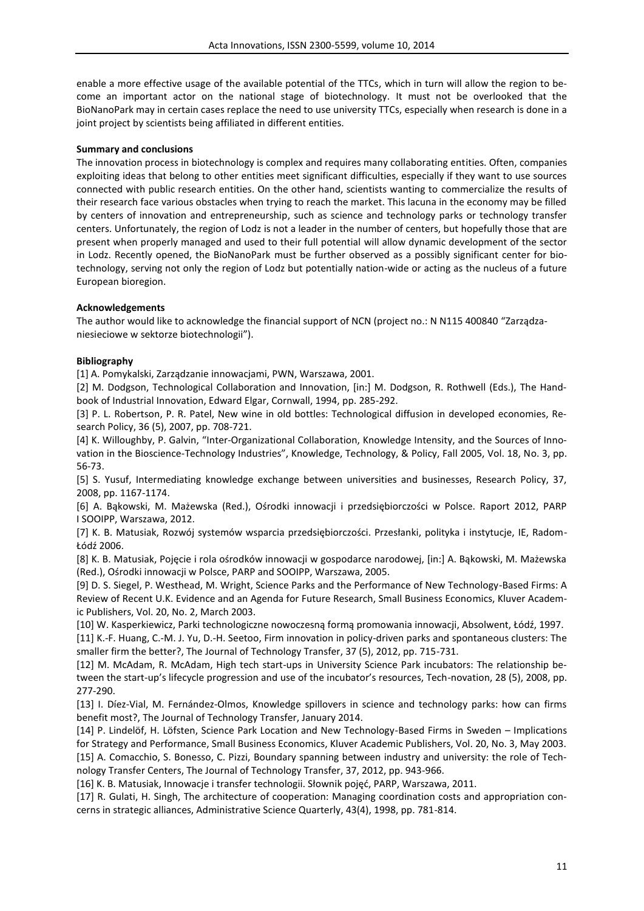enable a more effective usage of the available potential of the TTCs, which in turn will allow the region to become an important actor on the national stage of biotechnology. It must not be overlooked that the BioNanoPark may in certain cases replace the need to use university TTCs, especially when research is done in a joint project by scientists being affiliated in different entities.

**Summary and conclusions**

The innovation process in biotechnology is complex and requires many collaborating entities. Often, companies exploiting ideas that belong to other entities meet significant difficulties, especially if they want to use sources connected with public research entities. On the other hand, scientists wanting to commercialize the results of their research face various obstacles when trying to reach the market. This lacuna in the economy may be filled by centers of innovation and entrepreneurship, such as science and technology parks or technology transfer centers. Unfortunately, the region of Lodz is not a leader in the number of centers, but hopefully those that are present when properly managed and used to their full potential will allow dynamic development of the sector in Lodz. Recently opened, the BioNanoPark must be further observed as a possibly significant center for biotechnology, serving not only the region of Lodz but potentially nation-wide or acting as the nucleus of a future European bioregion.

**Acknowledgements**

The author would like to acknowledge the financial support of NCN (project no.: N N115 400840 "Zarządzaniesieciowe w sektorze biotechnologii").

**Bibliography**

[1] A. Pomykalski, Zarządzanie innowacjami, PWN, Warszawa, 2001.

[2] M. Dodgson, Technological Collaboration and Innovation, [in:] M. Dodgson, R. Rothwell (Eds.), The Handbook of Industrial Innovation, Edward Elgar, Cornwall, 1994, pp. 285-292.

[3] P. L. Robertson, P. R. Patel, New wine in old bottles: Technological diffusion in developed economies, Research Policy, 36 (5), 2007, pp. 708-721.

[4] K. Willoughby, P. Galvin, "Inter-Organizational Collaboration, Knowledge Intensity, and the Sources of Innovation in the Bioscience-Technology Industries", Knowledge, Technology, & Policy, Fall 2005, Vol. 18, No. 3, pp. 56-73.

[5] S. Yusuf, Intermediating knowledge exchange between universities and businesses, Research Policy, 37, 2008, pp. 1167-1174.

[6] A. Bąkowski, M. Mażewska (Red.), Ośrodki innowacji i przedsiębiorczości w Polsce. Raport 2012, PARP I SOOIPP, Warszawa, 2012.

[7] K. B. Matusiak, Rozwój systemów wsparcia przedsiębiorczości. Przesłanki, polityka i instytucje, IE, Radom-Łódź 2006.

[8] K. B. Matusiak, Pojęcie i rola ośrodków innowacji w gospodarce narodowej, [in:] A. Bąkowski, M. Mażewska (Red.), Ośrodki innowacji w Polsce, PARP and SOOIPP, Warszawa, 2005.

[9] D. S. Siegel, P. Westhead, M. Wright, Science Parks and the Performance of New Technology-Based Firms: A Review of Recent U.K. Evidence and an Agenda for Future Research, Small Business Economics, Kluver Academic Publishers, Vol. 20, No. 2, March 2003.

[10] W. Kasperkiewicz, Parki technologiczne nowoczesną formą promowania innowacji, Absolwent, Łódź, 1997.

[11] K.-F. Huang, C.-M. J. Yu, D.-H. Seetoo, Firm innovation in policy-driven parks and spontaneous clusters: The smaller firm the better?, The Journal of Technology Transfer, 37 (5), 2012, pp. 715-731.

[12] M. McAdam, R. McAdam, High tech start-ups in University Science Park incubators: The relationship between the start-up's lifecycle progression and use of the incubator's resources, Tech-novation, 28 (5), 2008, pp. 277-290.

[13] I. Díez-Vial, M. Fernández-Olmos, Knowledge spillovers in science and technology parks: how can firms benefit most?, The Journal of Technology Transfer, January 2014.

[14] P. Lindelöf, H. Löfsten, Science Park Location and New Technology-Based Firms in Sweden – Implications for Strategy and Performance, Small Business Economics, Kluver Academic Publishers, Vol. 20, No. 3, May 2003.

[15] A. Comacchio, S. Bonesso, C. Pizzi, Boundary spanning between industry and university: the role of Technology Transfer Centers, The Journal of Technology Transfer, 37, 2012, pp. 943-966.

[16] K. B. Matusiak, Innowacje i transfer technologii. Słownik pojęć, PARP, Warszawa, 2011.

[17] R. Gulati, H. Singh, The architecture of cooperation: Managing coordination costs and appropriation concerns in strategic alliances, Administrative Science Quarterly, 43(4), 1998, pp. 781-814.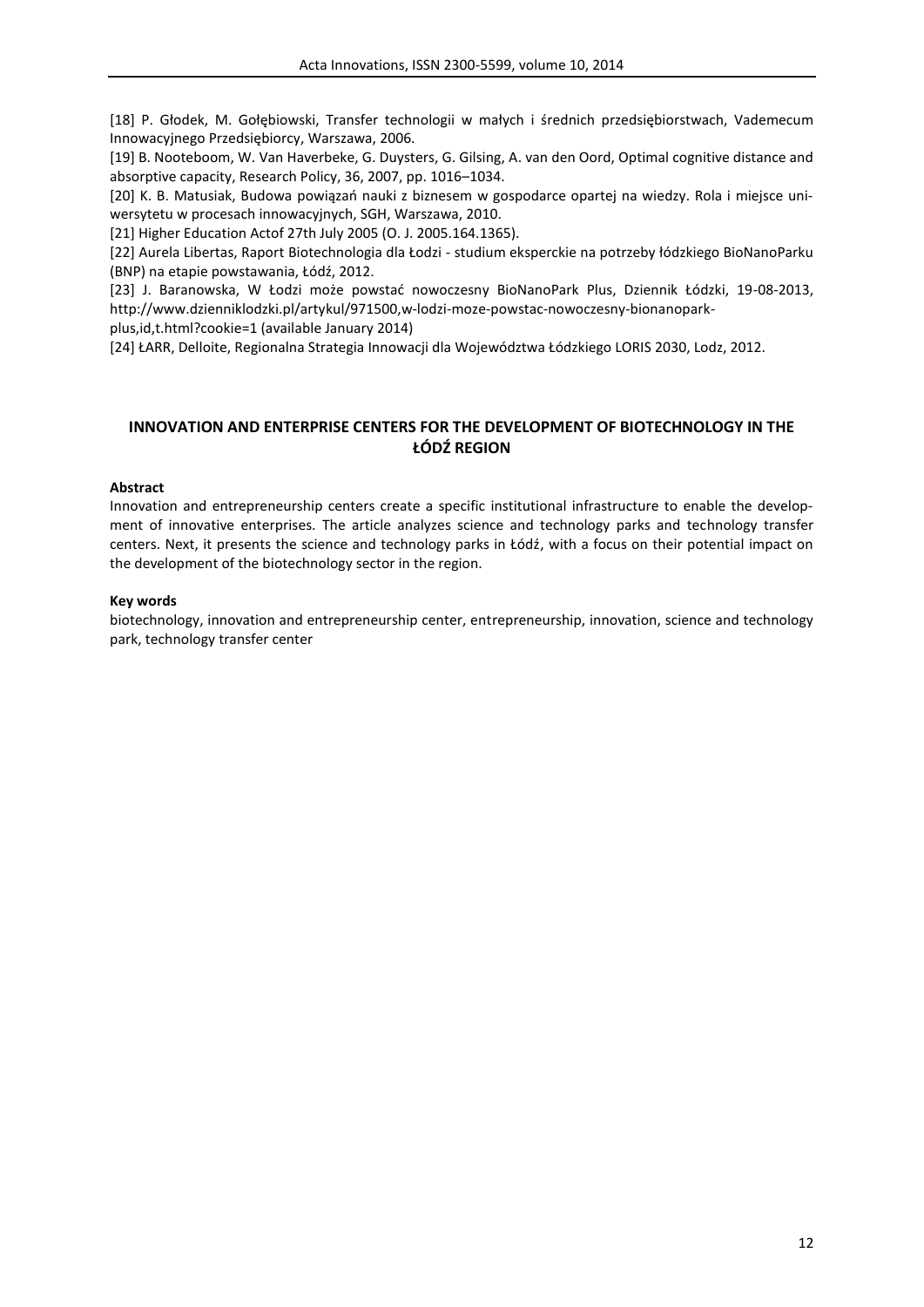[18] P. Głodek, M. Gołębiowski, Transfer technologii w małych i średnich przedsiębiorstwach, Vademecum Innowacyjnego Przedsiębiorcy, Warszawa, 2006.

[19] B. Nooteboom, W. Van Haverbeke, G. Duysters, G. Gilsing, A. van den Oord, Optimal cognitive distance and absorptive capacity, Research Policy, 36, 2007, pp. 1016–1034.

[20] K. B. Matusiak, Budowa powiązań nauki z biznesem w gospodarce opartej na wiedzy. Rola i miejsce uniwersytetu w procesach innowacyjnych, SGH, Warszawa, 2010.

[21] Higher Education Actof 27th July 2005 (O. J. 2005.164.1365).

[22] Aurela Libertas, Raport Biotechnologia dla Łodzi - studium eksperckie na potrzeby łódzkiego BioNanoParku (BNP) na etapie powstawania, Łódź, 2012.

[23] J. Baranowska, W Łodzi może powstać nowoczesny BioNanoPark Plus, Dziennik Łódzki, 19-08-2013, http://www.dzienniklodzki.pl/artykul/971500,w-lodzi-moze-powstac-nowoczesny-bionanopark-plus,id,t.html?cookie=1 (available January 2014)

[24] ŁARR, Delloite, Regionalna Strategia Innowacji dla Województwa Łódzkiego LORIS 2030, Lodz, 2012.

## INNOVATION AND ENTERPRISE CENTERS FOR THE DEVELOPMENT OF BIOTECHNOLOGY IN THE ŁÓDŹ REGION

**Abstract**

Innovation and entrepreneurship centers create a specific institutional infrastructure to enable the development of innovative enterprises. The article analyzes science and technology parks and technology transfer centers. Next, it presents the science and technology parks in Łódź, with a focus on their potential impact on the development of the biotechnology sector in the region.

**Key words**

biotechnology, innovation and entrepreneurship center, entrepreneurship, innovation, science and technology park, technology transfer center